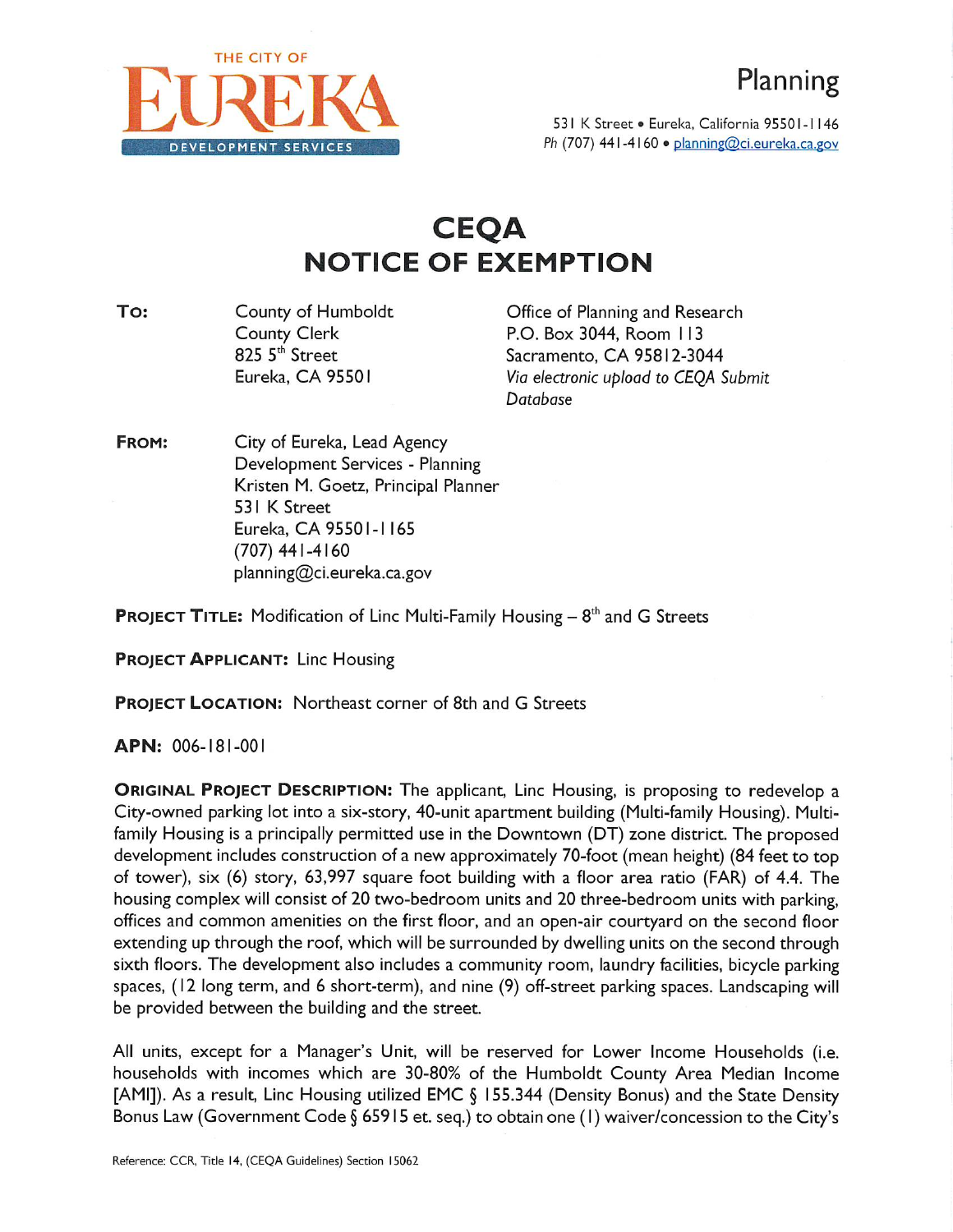THE CITY OF

EUREKA

DEVELOPMENT SERVICES

# Planning

531 K Street • Eureka, California 95501-1146
Ph (707) 441-4160 • planning@ci.eureka.ca.gov

# CEQA
# NOTICE OF EXEMPTION

**TO:**

County of Humboldt
County Clerk
825 5th Street
Eureka, CA 95501

Office of Planning and Research
P.O. Box 3044, Room 113
Sacramento, CA 95812-3044
*Via electronic upload to CEQA Submit Database*

**FROM:**

City of Eureka, Lead Agency
Development Services - Planning
Kristen M. Goetz, Principal Planner
531 K Street
Eureka, CA 95501-1165
(707) 441-4160
planning@ci.eureka.ca.gov

**PROJECT TITLE:** Modification of Linc Multi-Family Housing – 8th and G Streets

**PROJECT APPLICANT:** Linc Housing

**PROJECT LOCATION:** Northeast corner of 8th and G Streets

**APN:** 006-181-001

**ORIGINAL PROJECT DESCRIPTION:** The applicant, Linc Housing, is proposing to redevelop a City-owned parking lot into a six-story, 40-unit apartment building (Multi-family Housing). Multi-family Housing is a principally permitted use in the Downtown (DT) zone district. The proposed development includes construction of a new approximately 70-foot (mean height) (84 feet to top of tower), six (6) story, 63,997 square foot building with a floor area ratio (FAR) of 4.4. The housing complex will consist of 20 two-bedroom units and 20 three-bedroom units with parking, offices and common amenities on the first floor, and an open-air courtyard on the second floor extending up through the roof, which will be surrounded by dwelling units on the second through sixth floors. The development also includes a community room, laundry facilities, bicycle parking spaces, (12 long term, and 6 short-term), and nine (9) off-street parking spaces. Landscaping will be provided between the building and the street.

All units, except for a Manager's Unit, will be reserved for Lower Income Households (i.e. households with incomes which are 30-80% of the Humboldt County Area Median Income [AMI]). As a result, Linc Housing utilized EMC § 155.344 (Density Bonus) and the State Density Bonus Law (Government Code § 65915 et. seq.) to obtain one (1) waiver/concession to the City's

Reference: CCR, Title 14, (CEQA Guidelines) Section 15062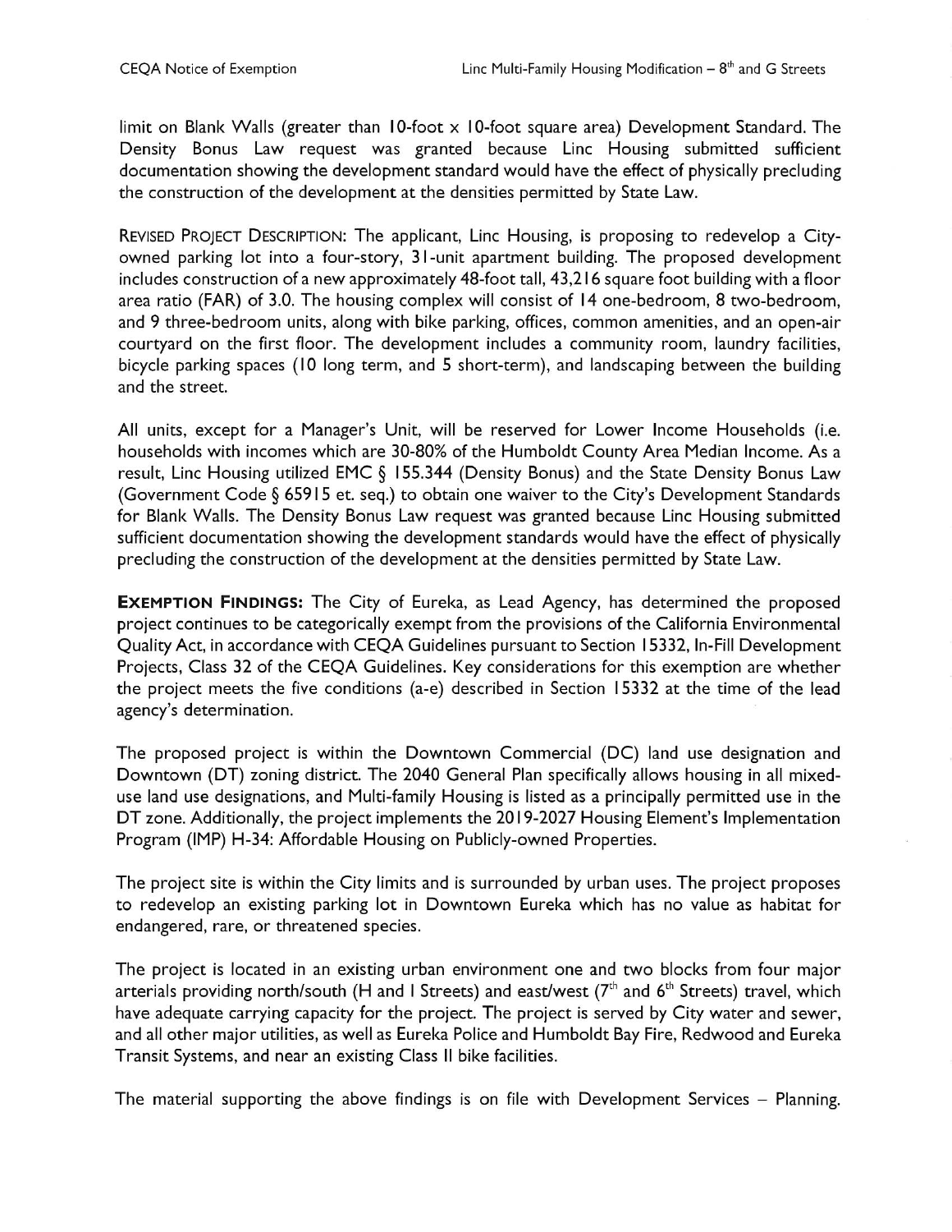limit on Blank Walls (greater than 10-foot x 10-foot square area) Development Standard. The Density Bonus Law request was granted because Linc Housing submitted sufficient documentation showing the development standard would have the effect of physically precluding the construction of the development at the densities permitted by State Law.

REVISED PROJECT DESCRIPTION: The applicant, Linc Housing, is proposing to redevelop a City-owned parking lot into a four-story, 31-unit apartment building. The proposed development includes construction of a new approximately 48-foot tall, 43,216 square foot building with a floor area ratio (FAR) of 3.0. The housing complex will consist of 14 one-bedroom, 8 two-bedroom, and 9 three-bedroom units, along with bike parking, offices, common amenities, and an open-air courtyard on the first floor. The development includes a community room, laundry facilities, bicycle parking spaces (10 long term, and 5 short-term), and landscaping between the building and the street.

All units, except for a Manager's Unit, will be reserved for Lower Income Households (i.e. households with incomes which are 30-80% of the Humboldt County Area Median Income. As a result, Linc Housing utilized EMC § 155.344 (Density Bonus) and the State Density Bonus Law (Government Code § 65915 et. seq.) to obtain one waiver to the City's Development Standards for Blank Walls. The Density Bonus Law request was granted because Linc Housing submitted sufficient documentation showing the development standards would have the effect of physically precluding the construction of the development at the densities permitted by State Law.

**EXEMPTION FINDINGS:** The City of Eureka, as Lead Agency, has determined the proposed project continues to be categorically exempt from the provisions of the California Environmental Quality Act, in accordance with CEQA Guidelines pursuant to Section 15332, In-Fill Development Projects, Class 32 of the CEQA Guidelines. Key considerations for this exemption are whether the project meets the five conditions (a-e) described in Section 15332 at the time of the lead agency's determination.

The proposed project is within the Downtown Commercial (DC) land use designation and Downtown (DT) zoning district. The 2040 General Plan specifically allows housing in all mixed-use land use designations, and Multi-family Housing is listed as a principally permitted use in the DT zone. Additionally, the project implements the 2019-2027 Housing Element's Implementation Program (IMP) H-34: Affordable Housing on Publicly-owned Properties.

The project site is within the City limits and is surrounded by urban uses. The project proposes to redevelop an existing parking lot in Downtown Eureka which has no value as habitat for endangered, rare, or threatened species.

The project is located in an existing urban environment one and two blocks from four major arterials providing north/south (H and I Streets) and east/west (7th and 6th Streets) travel, which have adequate carrying capacity for the project. The project is served by City water and sewer, and all other major utilities, as well as Eureka Police and Humboldt Bay Fire, Redwood and Eureka Transit Systems, and near an existing Class II bike facilities.

The material supporting the above findings is on file with Development Services – Planning.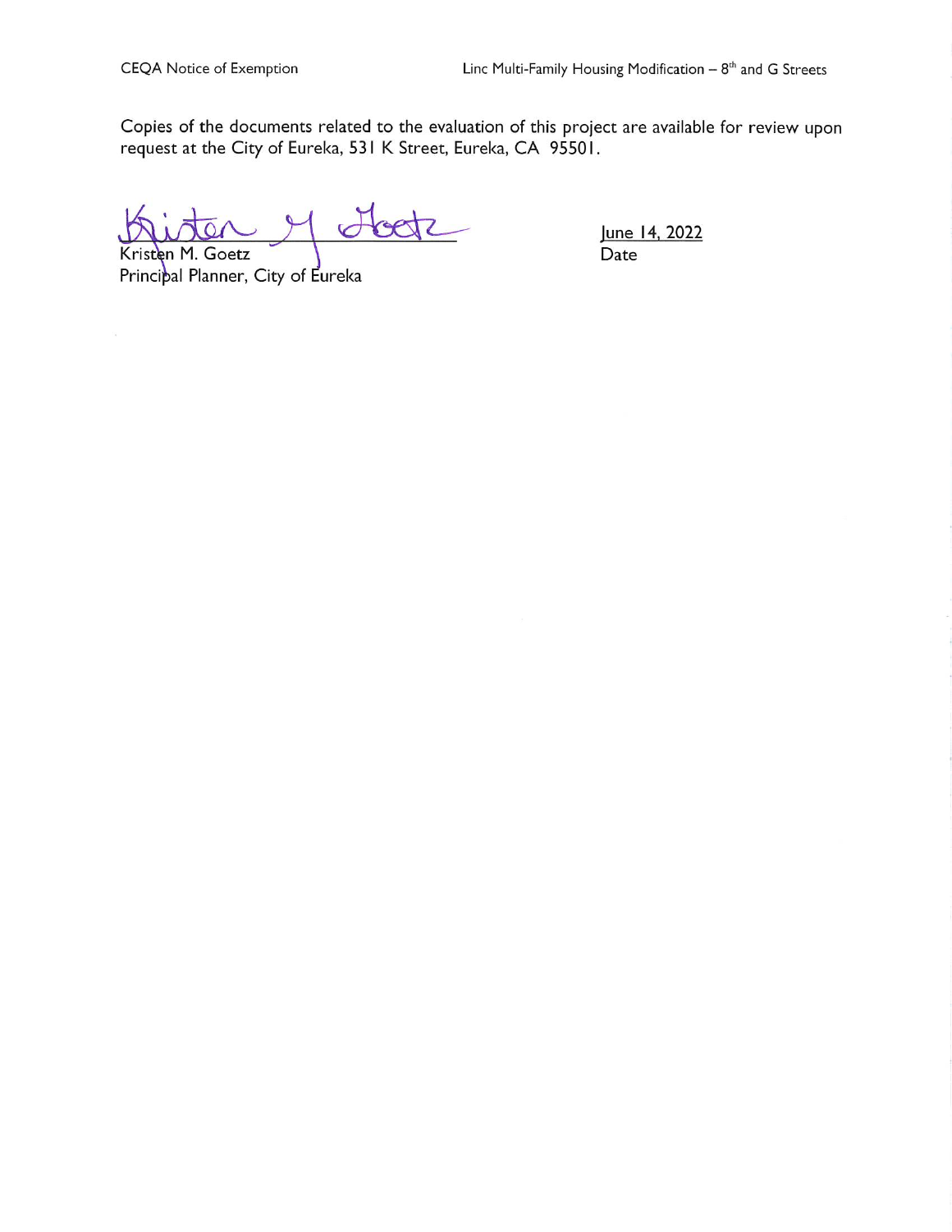Copies of the documents related to the evaluation of this project are available for review upon request at the City of Eureka, 531 K Street, Eureka, CA 95501.

Kristen M. Goetz
Principal Planner, City of Eureka

June 14, 2022
Date